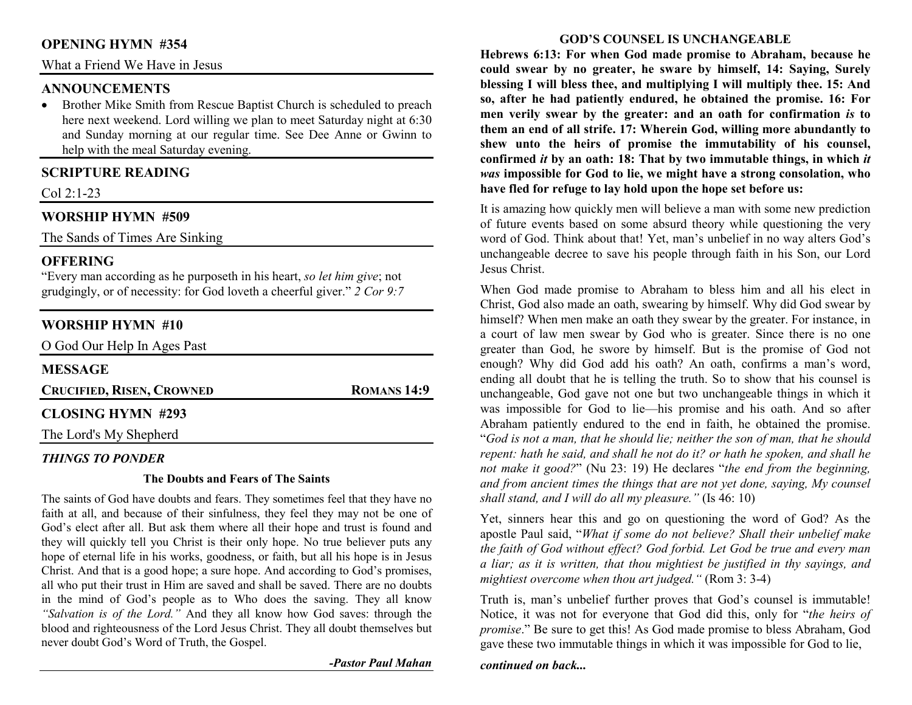## OPENING HYMN #354

What a Friend We Have in Jesus

## ANNOUNCEMENTS

- Brother Mike Smith from Rescue Baptist Church is scheduled to preach here next weekend. Lord willing we plan to meet Saturday night at 6:30 and Sunday morning at our regular time. See Dee Anne or Gwinn to help with the meal Saturday evening.

## SCRIPTURE READING

Col 2:1-23

## WORSHIP HYMN #509

The Sands of Times Are Sinking

## OFFERING

"Every man according as he purposeth in his heart, *so let him give*; not grudgingly, or of necessity: for God loveth a cheerful giver." *2 Cor 9:7*

## WORSHIP HYMN #10

O God Our Help In Ages Past

## MESSAGE

**CRUCIFIED, RISEN, CROWNED** **ROMANS 14:9**

## CLOSING HYMN #293

The Lord's My Shepherd

### *THINGS TO PONDER*

**The Doubts and Fears of The Saints**

The saints of God have doubts and fears. They sometimes feel that they have no faith at all, and because of their sinfulness, they feel they may not be one of God's elect after all. But ask them where all their hope and trust is found and they will quickly tell you Christ is their only hope. No true believer puts any hope of eternal life in his works, goodness, or faith, but all his hope is in Jesus Christ. And that is a good hope; a sure hope. And according to God's promises, all who put their trust in Him are saved and shall be saved. There are no doubts in the mind of God's people as to Who does the saving. They all know *"Salvation is of the Lord."* And they all know how God saves: through the blood and righteousness of the Lord Jesus Christ. They all doubt themselves but never doubt God's Word of Truth, the Gospel.

***-Pastor Paul Mahan***

## GOD'S COUNSEL IS UNCHANGEABLE

**Hebrews 6:13: For when God made promise to Abraham, because he could swear by no greater, he sware by himself, 14: Saying, Surely blessing I will bless thee, and multiplying I will multiply thee. 15: And so, after he had patiently endured, he obtained the promise. 16: For men verily swear by the greater: and an oath for confirmation *is* to them an end of all strife. 17: Wherein God, willing more abundantly to shew unto the heirs of promise the immutability of his counsel, confirmed *it* by an oath: 18: That by two immutable things, in which *it was* impossible for God to lie, we might have a strong consolation, who have fled for refuge to lay hold upon the hope set before us:**

It is amazing how quickly men will believe a man with some new prediction of future events based on some absurd theory while questioning the very word of God. Think about that! Yet, man's unbelief in no way alters God's unchangeable decree to save his people through faith in his Son, our Lord Jesus Christ.

When God made promise to Abraham to bless him and all his elect in Christ, God also made an oath, swearing by himself. Why did God swear by himself? When men make an oath they swear by the greater. For instance, in a court of law men swear by God who is greater. Since there is no one greater than God, he swore by himself. But is the promise of God not enough? Why did God add his oath? An oath, confirms a man's word, ending all doubt that he is telling the truth. So to show that his counsel is unchangeable, God gave not one but two unchangeable things in which it was impossible for God to lie—his promise and his oath. And so after Abraham patiently endured to the end in faith, he obtained the promise. "*God is not a man, that he should lie; neither the son of man, that he should repent: hath he said, and shall he not do it? or hath he spoken, and shall he not make it good?*" (Nu 23: 19) He declares "*the end from the beginning, and from ancient times the things that are not yet done, saying, My counsel shall stand, and I will do all my pleasure."* (Is 46: 10)

Yet, sinners hear this and go on questioning the word of God? As the apostle Paul said, "*What if some do not believe? Shall their unbelief make the faith of God without effect? God forbid. Let God be true and every man a liar; as it is written, that thou mightiest be justified in thy sayings, and mightiest overcome when thou art judged."* (Rom 3: 3-4)

Truth is, man's unbelief further proves that God's counsel is immutable! Notice, it was not for everyone that God did this, only for "*the heirs of promise*." Be sure to get this! As God made promise to bless Abraham, God gave these two immutable things in which it was impossible for God to lie,

***continued on back...***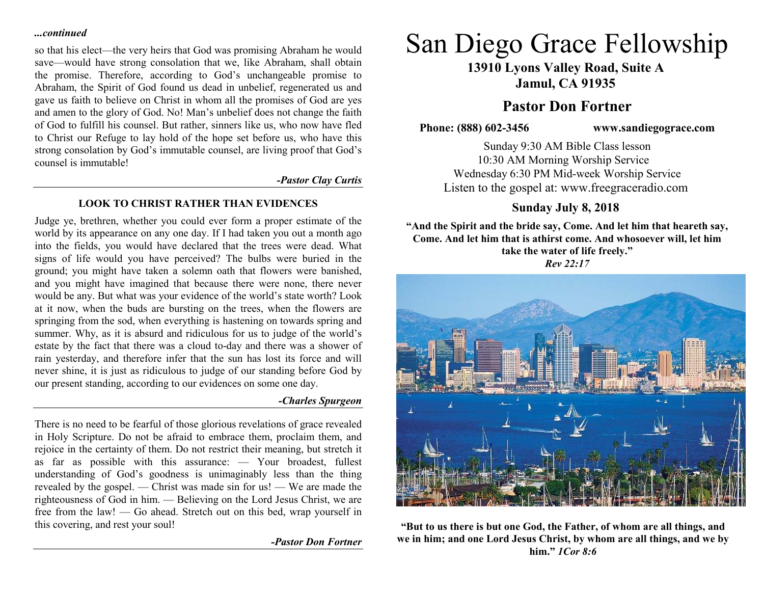*...continued*

so that his elect—the very heirs that God was promising Abraham he would save—would have strong consolation that we, like Abraham, shall obtain the promise. Therefore, according to God's unchangeable promise to Abraham, the Spirit of God found us dead in unbelief, regenerated us and gave us faith to believe on Christ in whom all the promises of God are yes and amen to the glory of God. No! Man's unbelief does not change the faith of God to fulfill his counsel. But rather, sinners like us, who now have fled to Christ our Refuge to lay hold of the hope set before us, who have this strong consolation by God's immutable counsel, are living proof that God's counsel is immutable!

***-Pastor Clay Curtis***

---

**LOOK TO CHRIST RATHER THAN EVIDENCES**

Judge ye, brethren, whether you could ever form a proper estimate of the world by its appearance on any one day. If I had taken you out a month ago into the fields, you would have declared that the trees were dead. What signs of life would you have perceived? The bulbs were buried in the ground; you might have taken a solemn oath that flowers were banished, and you might have imagined that because there were none, there never would be any. But what was your evidence of the world's state worth? Look at it now, when the buds are bursting on the trees, when the flowers are springing from the sod, when everything is hastening on towards spring and summer. Why, as it is absurd and ridiculous for us to judge of the world's estate by the fact that there was a cloud to-day and there was a shower of rain yesterday, and therefore infer that the sun has lost its force and will never shine, it is just as ridiculous to judge of our standing before God by our present standing, according to our evidences on some one day.

***-Charles Spurgeon***

---

There is no need to be fearful of those glorious revelations of grace revealed in Holy Scripture. Do not be afraid to embrace them, proclaim them, and rejoice in the certainty of them. Do not restrict their meaning, but stretch it as far as possible with this assurance: — Your broadest, fullest understanding of God's goodness is unimaginably less than the thing revealed by the gospel. — Christ was made sin for us! — We are made the righteousness of God in him. — Believing on the Lord Jesus Christ, we are free from the law! — Go ahead. Stretch out on this bed, wrap yourself in this covering, and rest your soul!

***-Pastor Don Fortner***

---

# San Diego Grace Fellowship

**13910 Lyons Valley Road, Suite A**
**Jamul, CA 91935**

## Pastor Don Fortner

**Phone: (888) 602-3456** **www.sandiegograce.com**

Sunday 9:30 AM Bible Class lesson
10:30 AM Morning Worship Service
Wednesday 6:30 PM Mid-week Worship Service
Listen to the gospel at: www.freegraceradio.com

### Sunday July 8, 2018

**"And the Spirit and the bride say, Come. And let him that heareth say, Come. And let him that is athirst come. And whosoever will, let him take the water of life freely."**
***Rev 22:17***

**"But to us there is but one God, the Father, of whom are all things, and we in him; and one Lord Jesus Christ, by whom are all things, and we by him."** ***1Cor 8:6***